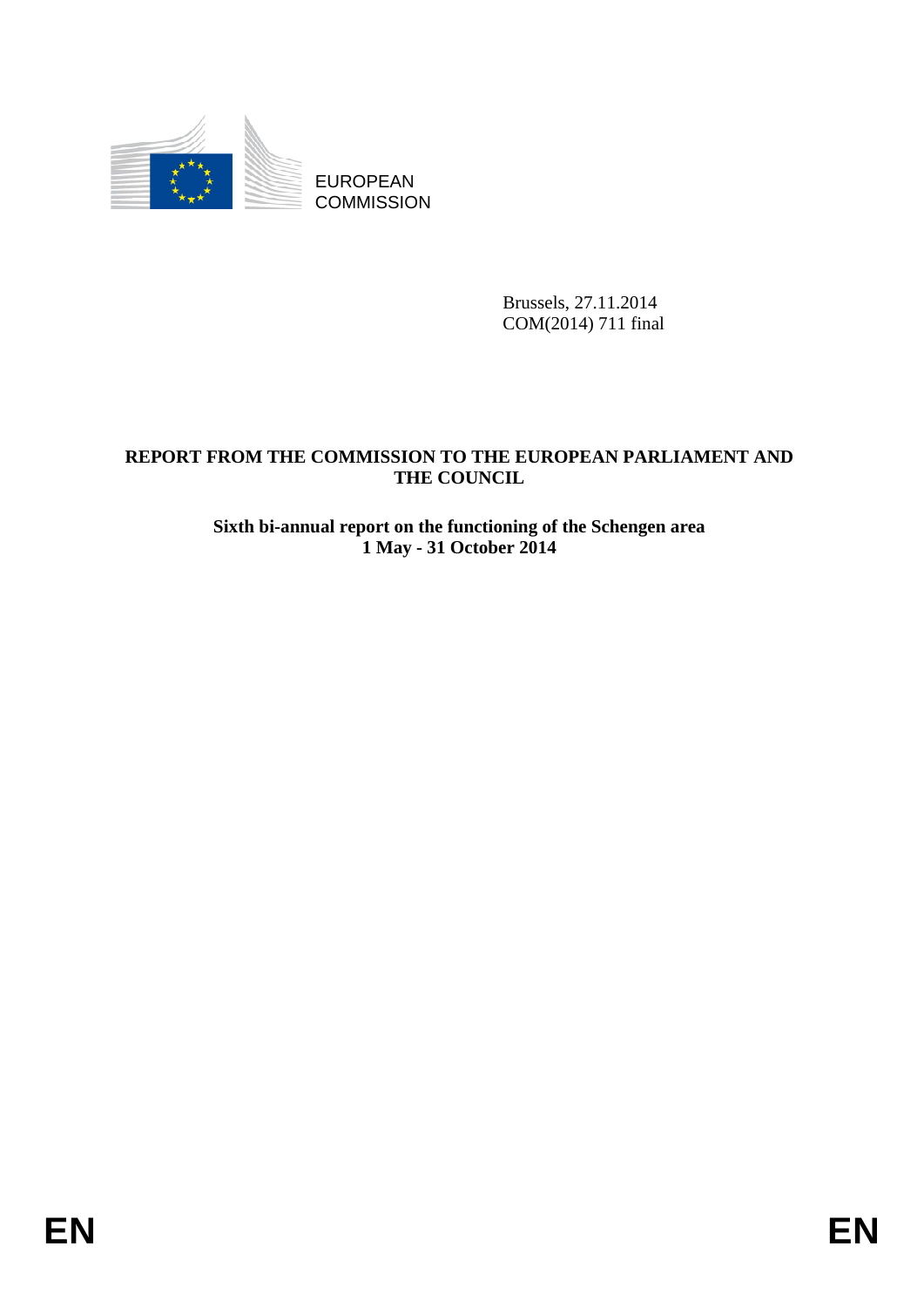EUROPEAN COMMISSION

Brussels, 27.11.2014
COM(2014) 711 final

**REPORT FROM THE COMMISSION TO THE EUROPEAN PARLIAMENT AND THE COUNCIL**

**Sixth bi-annual report on the functioning of the Schengen area**
**1 May - 31 October 2014**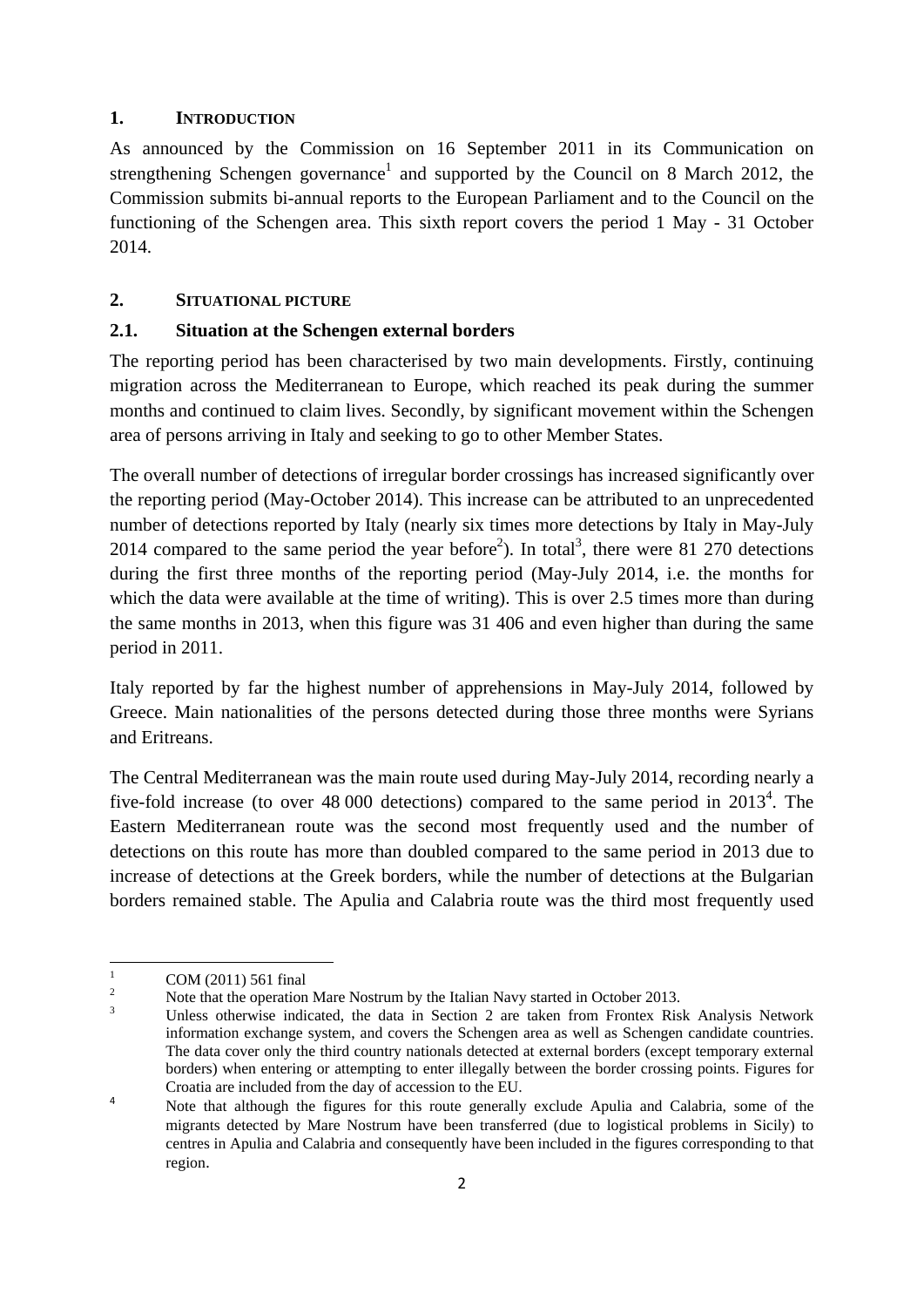## 1. INTRODUCTION

As announced by the Commission on 16 September 2011 in its Communication on strengthening Schengen governance[1] and supported by the Council on 8 March 2012, the Commission submits bi-annual reports to the European Parliament and to the Council on the functioning of the Schengen area. This sixth report covers the period 1 May - 31 October 2014.

## 2. SITUATIONAL PICTURE

### 2.1. Situation at the Schengen external borders

The reporting period has been characterised by two main developments. Firstly, continuing migration across the Mediterranean to Europe, which reached its peak during the summer months and continued to claim lives. Secondly, by significant movement within the Schengen area of persons arriving in Italy and seeking to go to other Member States.

The overall number of detections of irregular border crossings has increased significantly over the reporting period (May-October 2014). This increase can be attributed to an unprecedented number of detections reported by Italy (nearly six times more detections by Italy in May-July 2014 compared to the same period the year before[2]). In total[3], there were 81 270 detections during the first three months of the reporting period (May-July 2014, i.e. the months for which the data were available at the time of writing). This is over 2.5 times more than during the same months in 2013, when this figure was 31 406 and even higher than during the same period in 2011.

Italy reported by far the highest number of apprehensions in May-July 2014, followed by Greece. Main nationalities of the persons detected during those three months were Syrians and Eritreans.

The Central Mediterranean was the main route used during May-July 2014, recording nearly a five-fold increase (to over 48 000 detections) compared to the same period in 2013[4]. The Eastern Mediterranean route was the second most frequently used and the number of detections on this route has more than doubled compared to the same period in 2013 due to increase of detections at the Greek borders, while the number of detections at the Bulgarian borders remained stable. The Apulia and Calabria route was the third most frequently used

---

[1] COM (2011) 561 final

[2] Note that the operation Mare Nostrum by the Italian Navy started in October 2013.

[3] Unless otherwise indicated, the data in Section 2 are taken from Frontex Risk Analysis Network information exchange system, and covers the Schengen area as well as Schengen candidate countries. The data cover only the third country nationals detected at external borders (except temporary external borders) when entering or attempting to enter illegally between the border crossing points. Figures for Croatia are included from the day of accession to the EU.

[4] Note that although the figures for this route generally exclude Apulia and Calabria, some of the migrants detected by Mare Nostrum have been transferred (due to logistical problems in Sicily) to centres in Apulia and Calabria and consequently have been included in the figures corresponding to that region.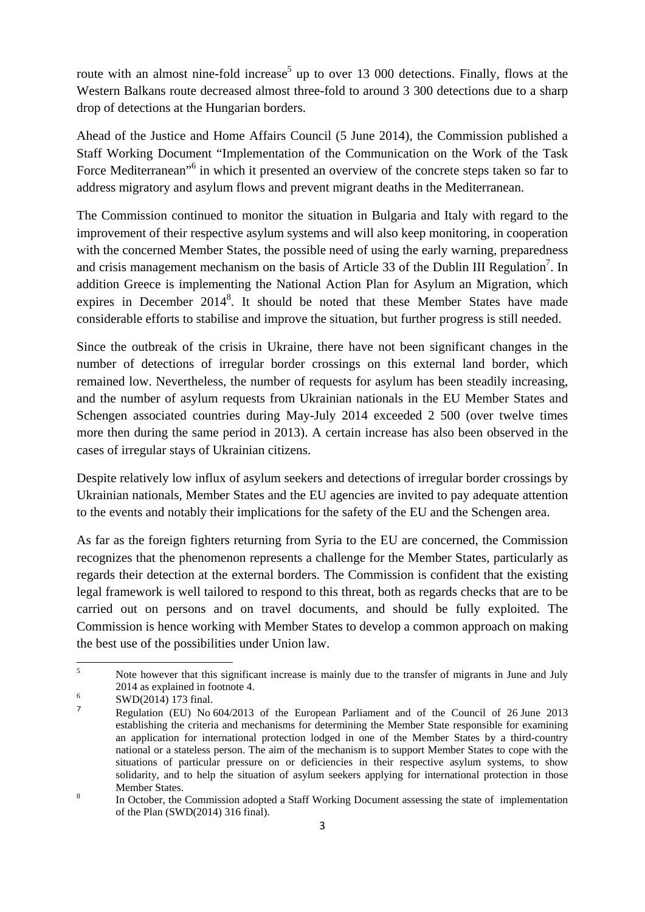route with an almost nine-fold increase[5] up to over 13 000 detections. Finally, flows at the Western Balkans route decreased almost three-fold to around 3 300 detections due to a sharp drop of detections at the Hungarian borders.

Ahead of the Justice and Home Affairs Council (5 June 2014), the Commission published a Staff Working Document "Implementation of the Communication on the Work of the Task Force Mediterranean"[6] in which it presented an overview of the concrete steps taken so far to address migratory and asylum flows and prevent migrant deaths in the Mediterranean.

The Commission continued to monitor the situation in Bulgaria and Italy with regard to the improvement of their respective asylum systems and will also keep monitoring, in cooperation with the concerned Member States, the possible need of using the early warning, preparedness and crisis management mechanism on the basis of Article 33 of the Dublin III Regulation[7]. In addition Greece is implementing the National Action Plan for Asylum an Migration, which expires in December 2014[8]. It should be noted that these Member States have made considerable efforts to stabilise and improve the situation, but further progress is still needed.

Since the outbreak of the crisis in Ukraine, there have not been significant changes in the number of detections of irregular border crossings on this external land border, which remained low. Nevertheless, the number of requests for asylum has been steadily increasing, and the number of asylum requests from Ukrainian nationals in the EU Member States and Schengen associated countries during May-July 2014 exceeded 2 500 (over twelve times more then during the same period in 2013). A certain increase has also been observed in the cases of irregular stays of Ukrainian citizens.

Despite relatively low influx of asylum seekers and detections of irregular border crossings by Ukrainian nationals, Member States and the EU agencies are invited to pay adequate attention to the events and notably their implications for the safety of the EU and the Schengen area.

As far as the foreign fighters returning from Syria to the EU are concerned, the Commission recognizes that the phenomenon represents a challenge for the Member States, particularly as regards their detection at the external borders. The Commission is confident that the existing legal framework is well tailored to respond to this threat, both as regards checks that are to be carried out on persons and on travel documents, and should be fully exploited. The Commission is hence working with Member States to develop a common approach on making the best use of the possibilities under Union law.

---

[5] Note however that this significant increase is mainly due to the transfer of migrants in June and July 2014 as explained in footnote 4.

[6] SWD(2014) 173 final.

[7] Regulation (EU) No 604/2013 of the European Parliament and of the Council of 26 June 2013 establishing the criteria and mechanisms for determining the Member State responsible for examining an application for international protection lodged in one of the Member States by a third-country national or a stateless person. The aim of the mechanism is to support Member States to cope with the situations of particular pressure on or deficiencies in their respective asylum systems, to show solidarity, and to help the situation of asylum seekers applying for international protection in those Member States.

[8] In October, the Commission adopted a Staff Working Document assessing the state of implementation of the Plan (SWD(2014) 316 final).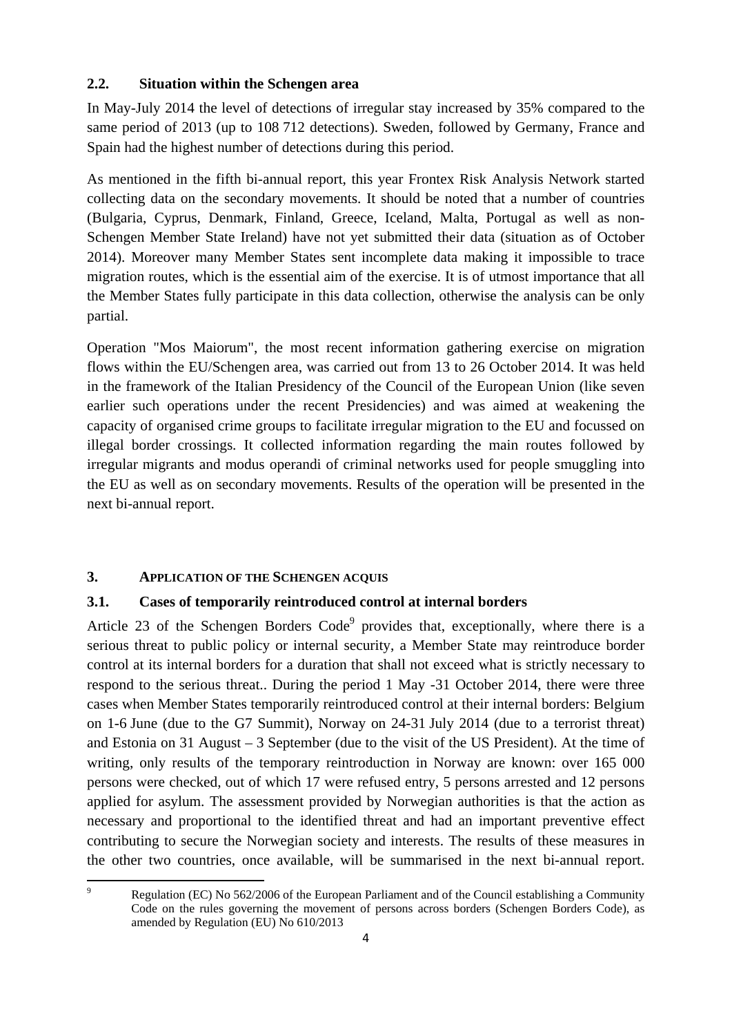### 2.2. Situation within the Schengen area

In May-July 2014 the level of detections of irregular stay increased by 35% compared to the same period of 2013 (up to 108 712 detections). Sweden, followed by Germany, France and Spain had the highest number of detections during this period.

As mentioned in the fifth bi-annual report, this year Frontex Risk Analysis Network started collecting data on the secondary movements. It should be noted that a number of countries (Bulgaria, Cyprus, Denmark, Finland, Greece, Iceland, Malta, Portugal as well as non-Schengen Member State Ireland) have not yet submitted their data (situation as of October 2014). Moreover many Member States sent incomplete data making it impossible to trace migration routes, which is the essential aim of the exercise. It is of utmost importance that all the Member States fully participate in this data collection, otherwise the analysis can be only partial.

Operation "Mos Maiorum", the most recent information gathering exercise on migration flows within the EU/Schengen area, was carried out from 13 to 26 October 2014. It was held in the framework of the Italian Presidency of the Council of the European Union (like seven earlier such operations under the recent Presidencies) and was aimed at weakening the capacity of organised crime groups to facilitate irregular migration to the EU and focussed on illegal border crossings. It collected information regarding the main routes followed by irregular migrants and modus operandi of criminal networks used for people smuggling into the EU as well as on secondary movements. Results of the operation will be presented in the next bi-annual report.

## 3. APPLICATION OF THE SCHENGEN ACQUIS

### 3.1. Cases of temporarily reintroduced control at internal borders

Article 23 of the Schengen Borders Code[9] provides that, exceptionally, where there is a serious threat to public policy or internal security, a Member State may reintroduce border control at its internal borders for a duration that shall not exceed what is strictly necessary to respond to the serious threat.. During the period 1 May -31 October 2014, there were three cases when Member States temporarily reintroduced control at their internal borders: Belgium on 1-6 June (due to the G7 Summit), Norway on 24-31 July 2014 (due to a terrorist threat) and Estonia on 31 August – 3 September (due to the visit of the US President). At the time of writing, only results of the temporary reintroduction in Norway are known: over 165 000 persons were checked, out of which 17 were refused entry, 5 persons arrested and 12 persons applied for asylum. The assessment provided by Norwegian authorities is that the action as necessary and proportional to the identified threat and had an important preventive effect contributing to secure the Norwegian society and interests. The results of these measures in the other two countries, once available, will be summarised in the next bi-annual report.

[9] Regulation (EC) No 562/2006 of the European Parliament and of the Council establishing a Community Code on the rules governing the movement of persons across borders (Schengen Borders Code), as amended by Regulation (EU) No 610/2013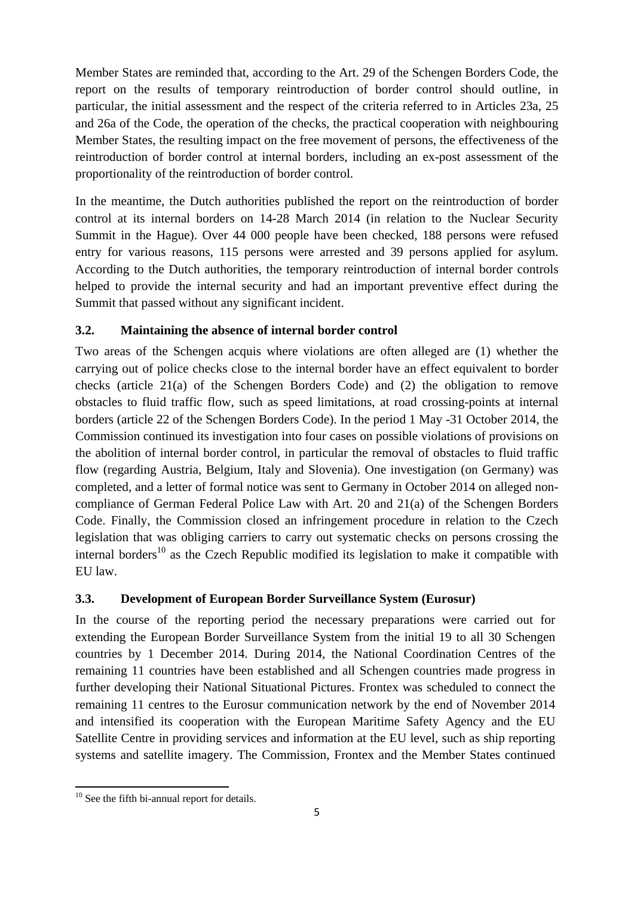Member States are reminded that, according to the Art. 29 of the Schengen Borders Code, the report on the results of temporary reintroduction of border control should outline, in particular, the initial assessment and the respect of the criteria referred to in Articles 23a, 25 and 26a of the Code, the operation of the checks, the practical cooperation with neighbouring Member States, the resulting impact on the free movement of persons, the effectiveness of the reintroduction of border control at internal borders, including an ex-post assessment of the proportionality of the reintroduction of border control.

In the meantime, the Dutch authorities published the report on the reintroduction of border control at its internal borders on 14-28 March 2014 (in relation to the Nuclear Security Summit in the Hague). Over 44 000 people have been checked, 188 persons were refused entry for various reasons, 115 persons were arrested and 39 persons applied for asylum. According to the Dutch authorities, the temporary reintroduction of internal border controls helped to provide the internal security and had an important preventive effect during the Summit that passed without any significant incident.

### 3.2. Maintaining the absence of internal border control

Two areas of the Schengen acquis where violations are often alleged are (1) whether the carrying out of police checks close to the internal border have an effect equivalent to border checks (article 21(a) of the Schengen Borders Code) and (2) the obligation to remove obstacles to fluid traffic flow, such as speed limitations, at road crossing-points at internal borders (article 22 of the Schengen Borders Code). In the period 1 May -31 October 2014, the Commission continued its investigation into four cases on possible violations of provisions on the abolition of internal border control, in particular the removal of obstacles to fluid traffic flow (regarding Austria, Belgium, Italy and Slovenia). One investigation (on Germany) was completed, and a letter of formal notice was sent to Germany in October 2014 on alleged non-compliance of German Federal Police Law with Art. 20 and 21(a) of the Schengen Borders Code. Finally, the Commission closed an infringement procedure in relation to the Czech legislation that was obliging carriers to carry out systematic checks on persons crossing the internal borders[10] as the Czech Republic modified its legislation to make it compatible with EU law.

### 3.3. Development of European Border Surveillance System (Eurosur)

In the course of the reporting period the necessary preparations were carried out for extending the European Border Surveillance System from the initial 19 to all 30 Schengen countries by 1 December 2014. During 2014, the National Coordination Centres of the remaining 11 countries have been established and all Schengen countries made progress in further developing their National Situational Pictures. Frontex was scheduled to connect the remaining 11 centres to the Eurosur communication network by the end of November 2014 and intensified its cooperation with the European Maritime Safety Agency and the EU Satellite Centre in providing services and information at the EU level, such as ship reporting systems and satellite imagery. The Commission, Frontex and the Member States continued

---

[10] See the fifth bi-annual report for details.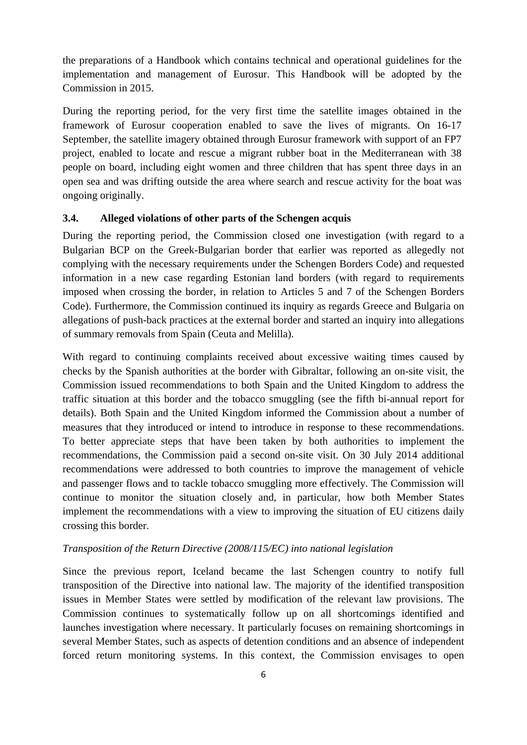the preparations of a Handbook which contains technical and operational guidelines for the implementation and management of Eurosur. This Handbook will be adopted by the Commission in 2015.

During the reporting period, for the very first time the satellite images obtained in the framework of Eurosur cooperation enabled to save the lives of migrants. On 16-17 September, the satellite imagery obtained through Eurosur framework with support of an FP7 project, enabled to locate and rescue a migrant rubber boat in the Mediterranean with 38 people on board, including eight women and three children that has spent three days in an open sea and was drifting outside the area where search and rescue activity for the boat was ongoing originally.

### 3.4. Alleged violations of other parts of the Schengen acquis

During the reporting period, the Commission closed one investigation (with regard to a Bulgarian BCP on the Greek-Bulgarian border that earlier was reported as allegedly not complying with the necessary requirements under the Schengen Borders Code) and requested information in a new case regarding Estonian land borders (with regard to requirements imposed when crossing the border, in relation to Articles 5 and 7 of the Schengen Borders Code). Furthermore, the Commission continued its inquiry as regards Greece and Bulgaria on allegations of push-back practices at the external border and started an inquiry into allegations of summary removals from Spain (Ceuta and Melilla).

With regard to continuing complaints received about excessive waiting times caused by checks by the Spanish authorities at the border with Gibraltar, following an on-site visit, the Commission issued recommendations to both Spain and the United Kingdom to address the traffic situation at this border and the tobacco smuggling (see the fifth bi-annual report for details). Both Spain and the United Kingdom informed the Commission about a number of measures that they introduced or intend to introduce in response to these recommendations. To better appreciate steps that have been taken by both authorities to implement the recommendations, the Commission paid a second on-site visit. On 30 July 2014 additional recommendations were addressed to both countries to improve the management of vehicle and passenger flows and to tackle tobacco smuggling more effectively. The Commission will continue to monitor the situation closely and, in particular, how both Member States implement the recommendations with a view to improving the situation of EU citizens daily crossing this border.

*Transposition of the Return Directive (2008/115/EC) into national legislation*

Since the previous report, Iceland became the last Schengen country to notify full transposition of the Directive into national law. The majority of the identified transposition issues in Member States were settled by modification of the relevant law provisions. The Commission continues to systematically follow up on all shortcomings identified and launches investigation where necessary. It particularly focuses on remaining shortcomings in several Member States, such as aspects of detention conditions and an absence of independent forced return monitoring systems. In this context, the Commission envisages to open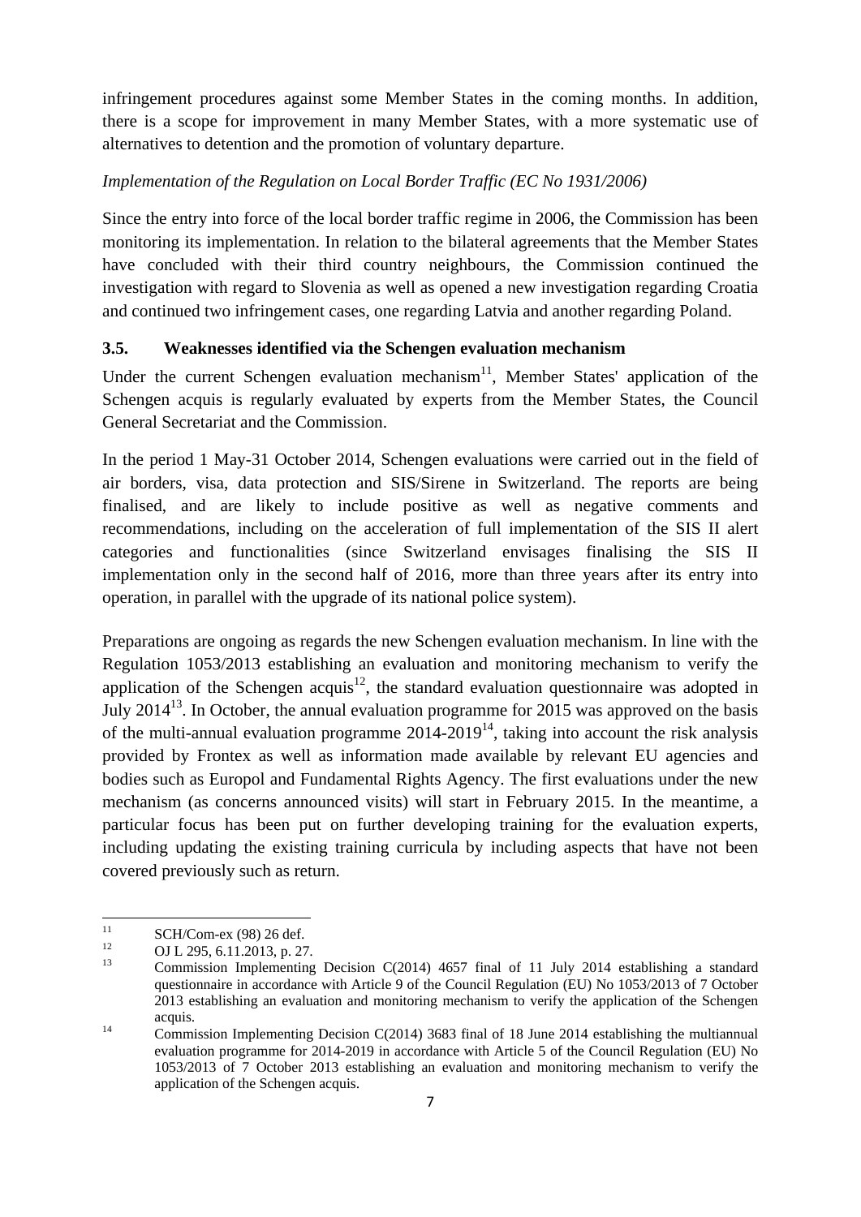infringement procedures against some Member States in the coming months. In addition, there is a scope for improvement in many Member States, with a more systematic use of alternatives to detention and the promotion of voluntary departure.

*Implementation of the Regulation on Local Border Traffic (EC No 1931/2006)*

Since the entry into force of the local border traffic regime in 2006, the Commission has been monitoring its implementation. In relation to the bilateral agreements that the Member States have concluded with their third country neighbours, the Commission continued the investigation with regard to Slovenia as well as opened a new investigation regarding Croatia and continued two infringement cases, one regarding Latvia and another regarding Poland.

### 3.5. Weaknesses identified via the Schengen evaluation mechanism

Under the current Schengen evaluation mechanism[11], Member States' application of the Schengen acquis is regularly evaluated by experts from the Member States, the Council General Secretariat and the Commission.

In the period 1 May-31 October 2014, Schengen evaluations were carried out in the field of air borders, visa, data protection and SIS/Sirene in Switzerland. The reports are being finalised, and are likely to include positive as well as negative comments and recommendations, including on the acceleration of full implementation of the SIS II alert categories and functionalities (since Switzerland envisages finalising the SIS II implementation only in the second half of 2016, more than three years after its entry into operation, in parallel with the upgrade of its national police system).

Preparations are ongoing as regards the new Schengen evaluation mechanism. In line with the Regulation 1053/2013 establishing an evaluation and monitoring mechanism to verify the application of the Schengen acquis[12], the standard evaluation questionnaire was adopted in July 2014[13]. In October, the annual evaluation programme for 2015 was approved on the basis of the multi-annual evaluation programme 2014-2019[14], taking into account the risk analysis provided by Frontex as well as information made available by relevant EU agencies and bodies such as Europol and Fundamental Rights Agency. The first evaluations under the new mechanism (as concerns announced visits) will start in February 2015. In the meantime, a particular focus has been put on further developing training for the evaluation experts, including updating the existing training curricula by including aspects that have not been covered previously such as return.

---

[11] SCH/Com-ex (98) 26 def.

[12] OJ L 295, 6.11.2013, p. 27.

[13] Commission Implementing Decision C(2014) 4657 final of 11 July 2014 establishing a standard questionnaire in accordance with Article 9 of the Council Regulation (EU) No 1053/2013 of 7 October 2013 establishing an evaluation and monitoring mechanism to verify the application of the Schengen acquis.

[14] Commission Implementing Decision C(2014) 3683 final of 18 June 2014 establishing the multiannual evaluation programme for 2014-2019 in accordance with Article 5 of the Council Regulation (EU) No 1053/2013 of 7 October 2013 establishing an evaluation and monitoring mechanism to verify the application of the Schengen acquis.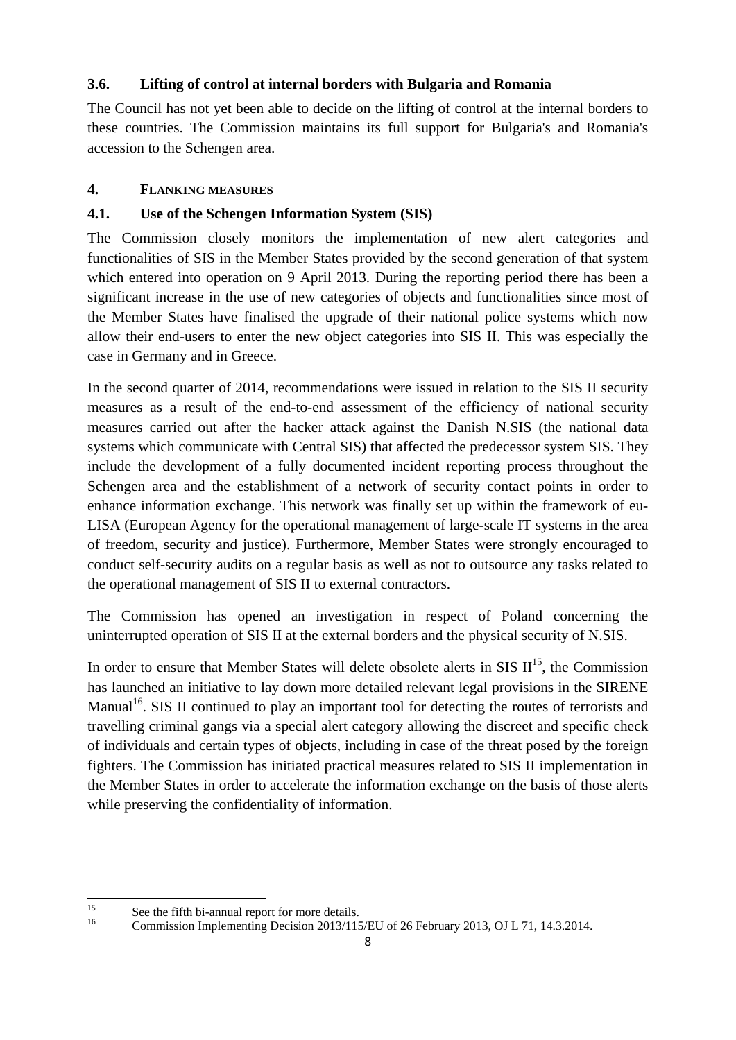### 3.6. Lifting of control at internal borders with Bulgaria and Romania

The Council has not yet been able to decide on the lifting of control at the internal borders to these countries. The Commission maintains its full support for Bulgaria's and Romania's accession to the Schengen area.

## 4. FLANKING MEASURES

### 4.1. Use of the Schengen Information System (SIS)

The Commission closely monitors the implementation of new alert categories and functionalities of SIS in the Member States provided by the second generation of that system which entered into operation on 9 April 2013. During the reporting period there has been a significant increase in the use of new categories of objects and functionalities since most of the Member States have finalised the upgrade of their national police systems which now allow their end-users to enter the new object categories into SIS II. This was especially the case in Germany and in Greece.

In the second quarter of 2014, recommendations were issued in relation to the SIS II security measures as a result of the end-to-end assessment of the efficiency of national security measures carried out after the hacker attack against the Danish N.SIS (the national data systems which communicate with Central SIS) that affected the predecessor system SIS. They include the development of a fully documented incident reporting process throughout the Schengen area and the establishment of a network of security contact points in order to enhance information exchange. This network was finally set up within the framework of eu-LISA (European Agency for the operational management of large-scale IT systems in the area of freedom, security and justice). Furthermore, Member States were strongly encouraged to conduct self-security audits on a regular basis as well as not to outsource any tasks related to the operational management of SIS II to external contractors.

The Commission has opened an investigation in respect of Poland concerning the uninterrupted operation of SIS II at the external borders and the physical security of N.SIS.

In order to ensure that Member States will delete obsolete alerts in SIS II[15], the Commission has launched an initiative to lay down more detailed relevant legal provisions in the SIRENE Manual[16]. SIS II continued to play an important tool for detecting the routes of terrorists and travelling criminal gangs via a special alert category allowing the discreet and specific check of individuals and certain types of objects, including in case of the threat posed by the foreign fighters. The Commission has initiated practical measures related to SIS II implementation in the Member States in order to accelerate the information exchange on the basis of those alerts while preserving the confidentiality of information.

---

[15] See the fifth bi-annual report for more details.

[16] Commission Implementing Decision 2013/115/EU of 26 February 2013, OJ L 71, 14.3.2014.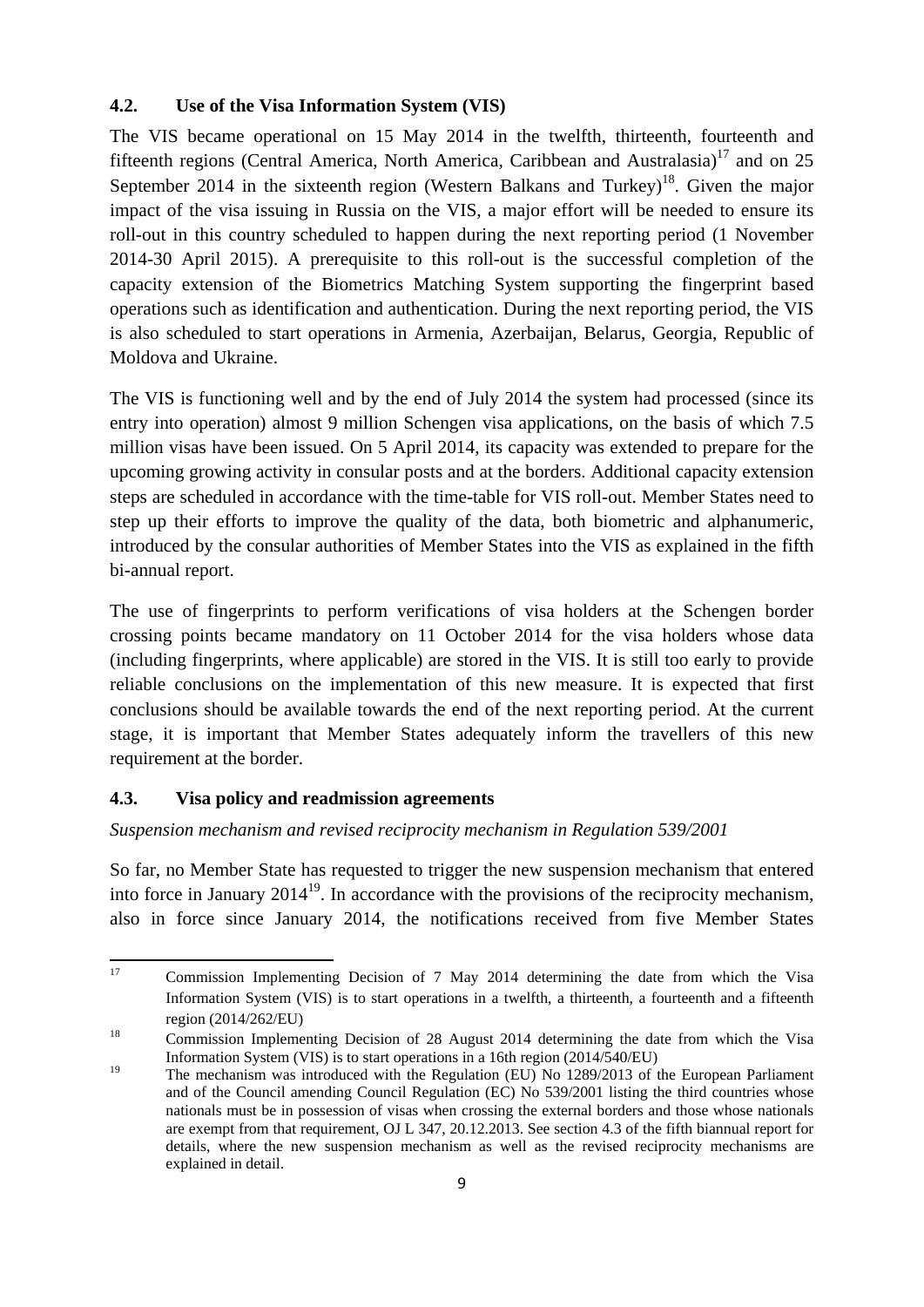### 4.2. Use of the Visa Information System (VIS)

The VIS became operational on 15 May 2014 in the twelfth, thirteenth, fourteenth and fifteenth regions (Central America, North America, Caribbean and Australasia)[17] and on 25 September 2014 in the sixteenth region (Western Balkans and Turkey)[18]. Given the major impact of the visa issuing in Russia on the VIS, a major effort will be needed to ensure its roll-out in this country scheduled to happen during the next reporting period (1 November 2014-30 April 2015). A prerequisite to this roll-out is the successful completion of the capacity extension of the Biometrics Matching System supporting the fingerprint based operations such as identification and authentication. During the next reporting period, the VIS is also scheduled to start operations in Armenia, Azerbaijan, Belarus, Georgia, Republic of Moldova and Ukraine.

The VIS is functioning well and by the end of July 2014 the system had processed (since its entry into operation) almost 9 million Schengen visa applications, on the basis of which 7.5 million visas have been issued. On 5 April 2014, its capacity was extended to prepare for the upcoming growing activity in consular posts and at the borders. Additional capacity extension steps are scheduled in accordance with the time-table for VIS roll-out. Member States need to step up their efforts to improve the quality of the data, both biometric and alphanumeric, introduced by the consular authorities of Member States into the VIS as explained in the fifth bi-annual report.

The use of fingerprints to perform verifications of visa holders at the Schengen border crossing points became mandatory on 11 October 2014 for the visa holders whose data (including fingerprints, where applicable) are stored in the VIS. It is still too early to provide reliable conclusions on the implementation of this new measure. It is expected that first conclusions should be available towards the end of the next reporting period. At the current stage, it is important that Member States adequately inform the travellers of this new requirement at the border.

### 4.3. Visa policy and readmission agreements

*Suspension mechanism and revised reciprocity mechanism in Regulation 539/2001*

So far, no Member State has requested to trigger the new suspension mechanism that entered into force in January 2014[19]. In accordance with the provisions of the reciprocity mechanism, also in force since January 2014, the notifications received from five Member States

---

[17] Commission Implementing Decision of 7 May 2014 determining the date from which the Visa Information System (VIS) is to start operations in a twelfth, a thirteenth, a fourteenth and a fifteenth region (2014/262/EU)

[18] Commission Implementing Decision of 28 August 2014 determining the date from which the Visa Information System (VIS) is to start operations in a 16th region (2014/540/EU)

[19] The mechanism was introduced with the Regulation (EU) No 1289/2013 of the European Parliament and of the Council amending Council Regulation (EC) No 539/2001 listing the third countries whose nationals must be in possession of visas when crossing the external borders and those whose nationals are exempt from that requirement, OJ L 347, 20.12.2013. See section 4.3 of the fifth biannual report for details, where the new suspension mechanism as well as the revised reciprocity mechanisms are explained in detail.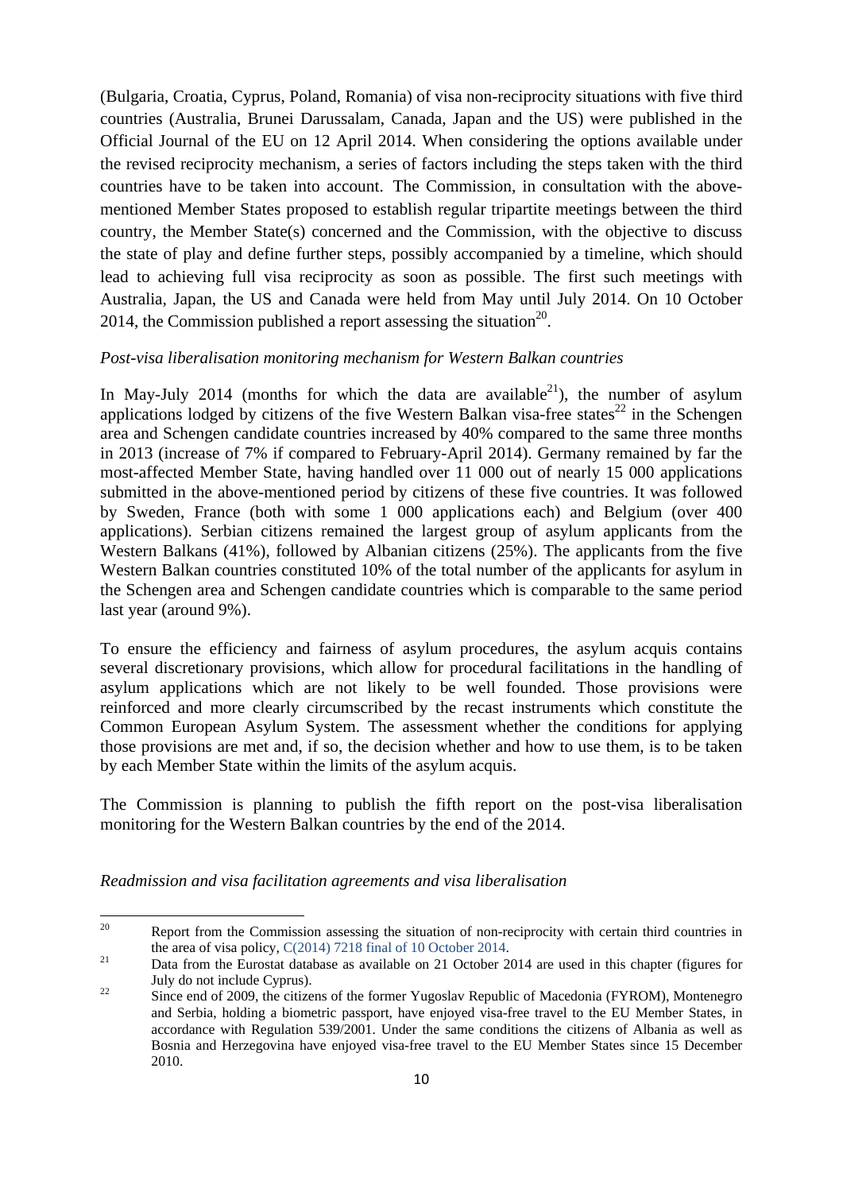(Bulgaria, Croatia, Cyprus, Poland, Romania) of visa non-reciprocity situations with five third countries (Australia, Brunei Darussalam, Canada, Japan and the US) were published in the Official Journal of the EU on 12 April 2014. When considering the options available under the revised reciprocity mechanism, a series of factors including the steps taken with the third countries have to be taken into account. The Commission, in consultation with the above-mentioned Member States proposed to establish regular tripartite meetings between the third country, the Member State(s) concerned and the Commission, with the objective to discuss the state of play and define further steps, possibly accompanied by a timeline, which should lead to achieving full visa reciprocity as soon as possible. The first such meetings with Australia, Japan, the US and Canada were held from May until July 2014. On 10 October 2014, the Commission published a report assessing the situation[20].

*Post-visa liberalisation monitoring mechanism for Western Balkan countries*

In May-July 2014 (months for which the data are available[21]), the number of asylum applications lodged by citizens of the five Western Balkan visa-free states[22] in the Schengen area and Schengen candidate countries increased by 40% compared to the same three months in 2013 (increase of 7% if compared to February-April 2014). Germany remained by far the most-affected Member State, having handled over 11 000 out of nearly 15 000 applications submitted in the above-mentioned period by citizens of these five countries. It was followed by Sweden, France (both with some 1 000 applications each) and Belgium (over 400 applications). Serbian citizens remained the largest group of asylum applicants from the Western Balkans (41%), followed by Albanian citizens (25%). The applicants from the five Western Balkan countries constituted 10% of the total number of the applicants for asylum in the Schengen area and Schengen candidate countries which is comparable to the same period last year (around 9%).

To ensure the efficiency and fairness of asylum procedures, the asylum acquis contains several discretionary provisions, which allow for procedural facilitations in the handling of asylum applications which are not likely to be well founded. Those provisions were reinforced and more clearly circumscribed by the recast instruments which constitute the Common European Asylum System. The assessment whether the conditions for applying those provisions are met and, if so, the decision whether and how to use them, is to be taken by each Member State within the limits of the asylum acquis.

The Commission is planning to publish the fifth report on the post-visa liberalisation monitoring for the Western Balkan countries by the end of the 2014.

*Readmission and visa facilitation agreements and visa liberalisation*

---

[20] Report from the Commission assessing the situation of non-reciprocity with certain third countries in the area of visa policy, C(2014) 7218 final of 10 October 2014.

[21] Data from the Eurostat database as available on 21 October 2014 are used in this chapter (figures for July do not include Cyprus).

[22] Since end of 2009, the citizens of the former Yugoslav Republic of Macedonia (FYROM), Montenegro and Serbia, holding a biometric passport, have enjoyed visa-free travel to the EU Member States, in accordance with Regulation 539/2001. Under the same conditions the citizens of Albania as well as Bosnia and Herzegovina have enjoyed visa-free travel to the EU Member States since 15 December 2010.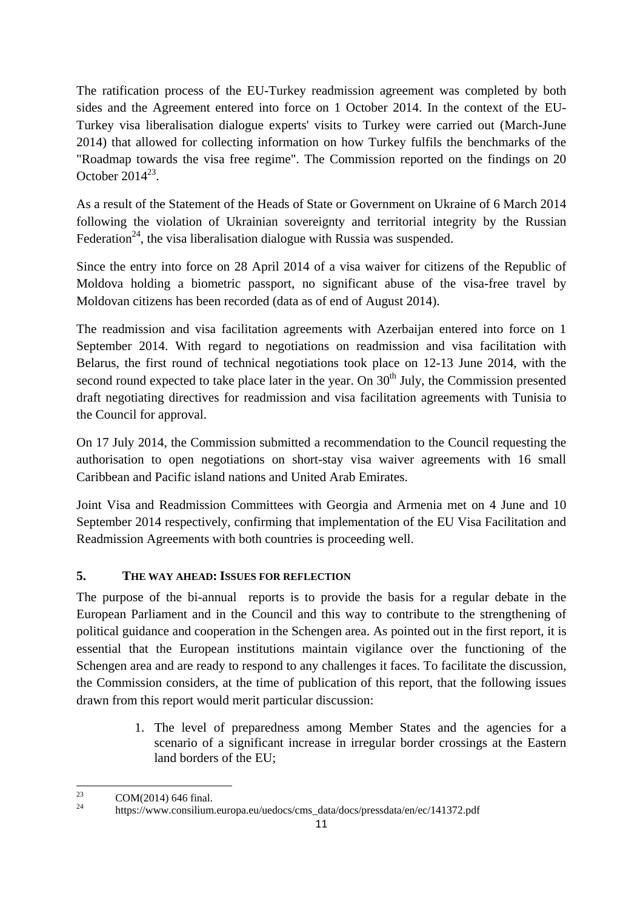The ratification process of the EU-Turkey readmission agreement was completed by both sides and the Agreement entered into force on 1 October 2014. In the context of the EU-Turkey visa liberalisation dialogue experts' visits to Turkey were carried out (March-June 2014) that allowed for collecting information on how Turkey fulfils the benchmarks of the "Roadmap towards the visa free regime". The Commission reported on the findings on 20 October 2014[23].

As a result of the Statement of the Heads of State or Government on Ukraine of 6 March 2014 following the violation of Ukrainian sovereignty and territorial integrity by the Russian Federation[24], the visa liberalisation dialogue with Russia was suspended.

Since the entry into force on 28 April 2014 of a visa waiver for citizens of the Republic of Moldova holding a biometric passport, no significant abuse of the visa-free travel by Moldovan citizens has been recorded (data as of end of August 2014).

The readmission and visa facilitation agreements with Azerbaijan entered into force on 1 September 2014. With regard to negotiations on readmission and visa facilitation with Belarus, the first round of technical negotiations took place on 12-13 June 2014, with the second round expected to take place later in the year. On 30th July, the Commission presented draft negotiating directives for readmission and visa facilitation agreements with Tunisia to the Council for approval.

On 17 July 2014, the Commission submitted a recommendation to the Council requesting the authorisation to open negotiations on short-stay visa waiver agreements with 16 small Caribbean and Pacific island nations and United Arab Emirates.

Joint Visa and Readmission Committees with Georgia and Armenia met on 4 June and 10 September 2014 respectively, confirming that implementation of the EU Visa Facilitation and Readmission Agreements with both countries is proceeding well.

## 5. THE WAY AHEAD: ISSUES FOR REFLECTION

The purpose of the bi-annual reports is to provide the basis for a regular debate in the European Parliament and in the Council and this way to contribute to the strengthening of political guidance and cooperation in the Schengen area. As pointed out in the first report, it is essential that the European institutions maintain vigilance over the functioning of the Schengen area and are ready to respond to any challenges it faces. To facilitate the discussion, the Commission considers, at the time of publication of this report, that the following issues drawn from this report would merit particular discussion:

1. The level of preparedness among Member States and the agencies for a scenario of a significant increase in irregular border crossings at the Eastern land borders of the EU;

---

[23] COM(2014) 646 final.

[24] https://www.consilium.europa.eu/uedocs/cms_data/docs/pressdata/en/ec/141372.pdf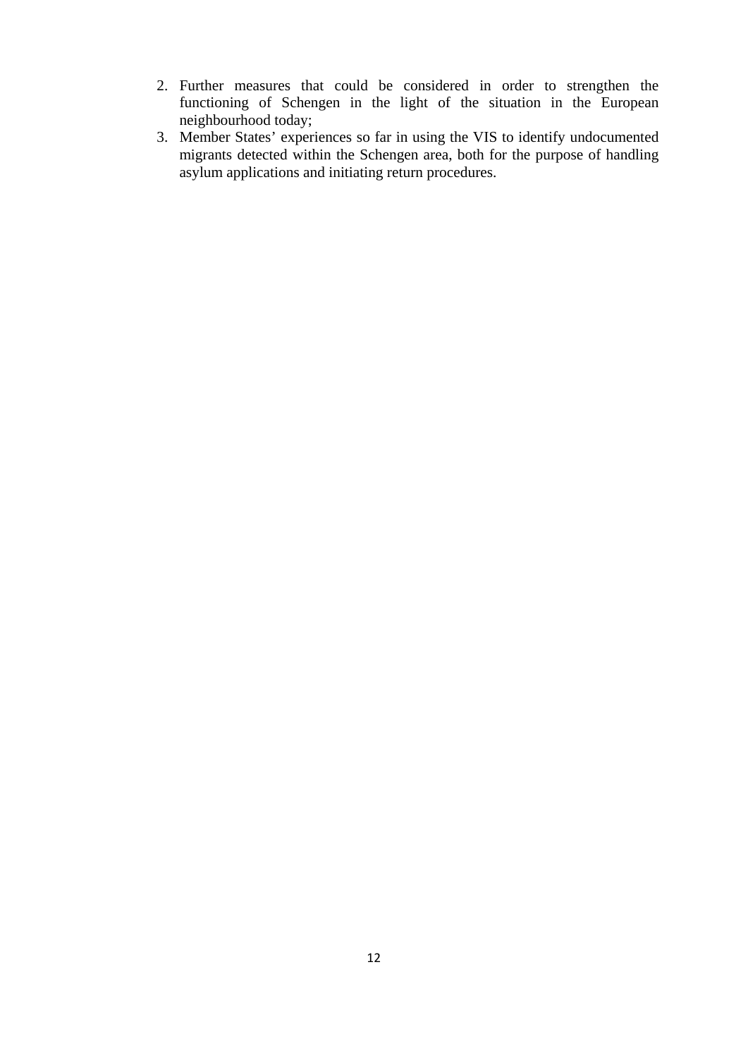2. Further measures that could be considered in order to strengthen the functioning of Schengen in the light of the situation in the European neighbourhood today;
3. Member States' experiences so far in using the VIS to identify undocumented migrants detected within the Schengen area, both for the purpose of handling asylum applications and initiating return procedures.